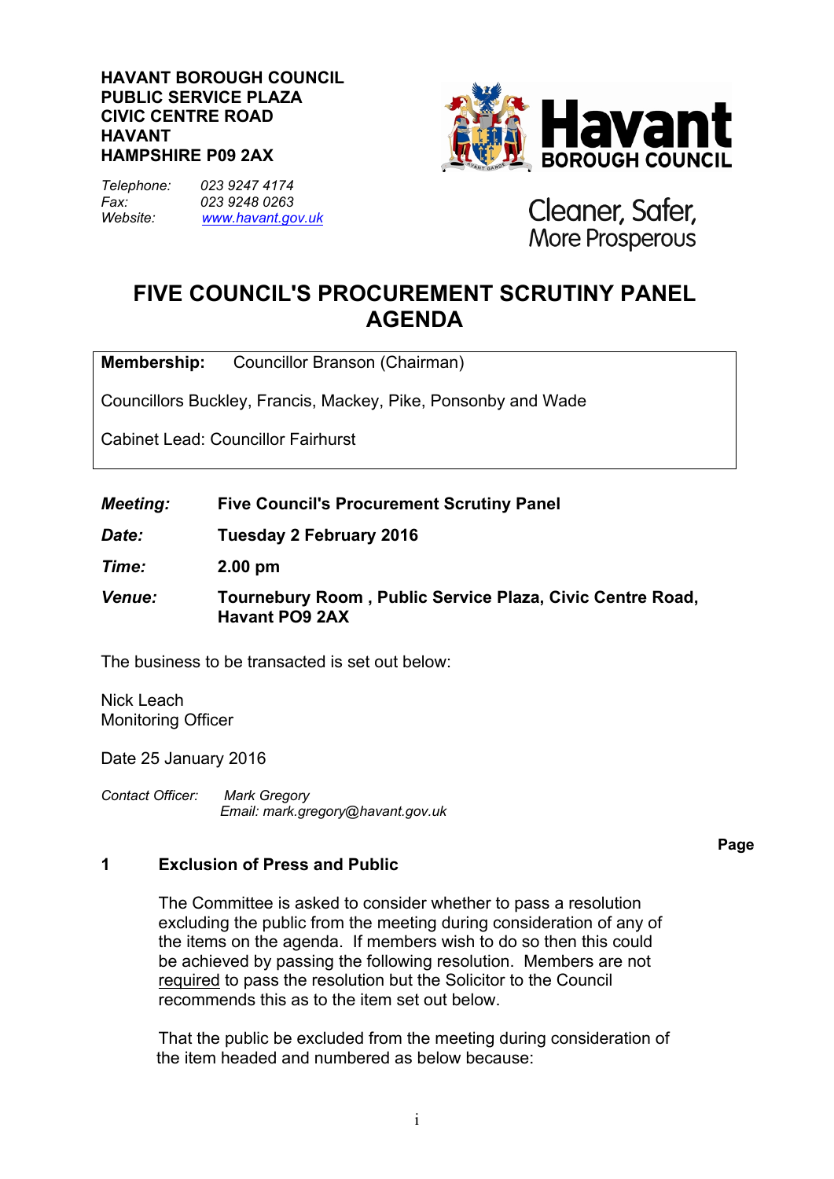**HAVANT BOROUGH COUNCIL**
**PUBLIC SERVICE PLAZA**
**CIVIC CENTRE ROAD**
**HAVANT**
**HAMPSHIRE P09 2AX**

*Telephone:* *023 9247 4174*
*Fax:* *023 9248 0263*
*Website:* *www.havant.gov.uk*

Havant BOROUGH COUNCIL

Cleaner, Safer, More Prosperous

# FIVE COUNCIL'S PROCUREMENT SCRUTINY PANEL AGENDA

**Membership:** Councillor Branson (Chairman)

Councillors Buckley, Francis, Mackey, Pike, Ponsonby and Wade

Cabinet Lead: Councillor Fairhurst

| | |
|---|---|
| ***Meeting:*** | **Five Council's Procurement Scrutiny Panel** |
| ***Date:*** | **Tuesday 2 February 2016** |
| ***Time:*** | **2.00 pm** |
| ***Venue:*** | **Tournebury Room , Public Service Plaza, Civic Centre Road, Havant PO9 2AX** |

The business to be transacted is set out below:

Nick Leach
Monitoring Officer

Date 25 January 2016

*Contact Officer:* *Mark Gregory*
*Email: mark.gregory@havant.gov.uk*

**Page**

**1 Exclusion of Press and Public**

The Committee is asked to consider whether to pass a resolution excluding the public from the meeting during consideration of any of the items on the agenda. If members wish to do so then this could be achieved by passing the following resolution. Members are not required to pass the resolution but the Solicitor to the Council recommends this as to the item set out below.

That the public be excluded from the meeting during consideration of the item headed and numbered as below because: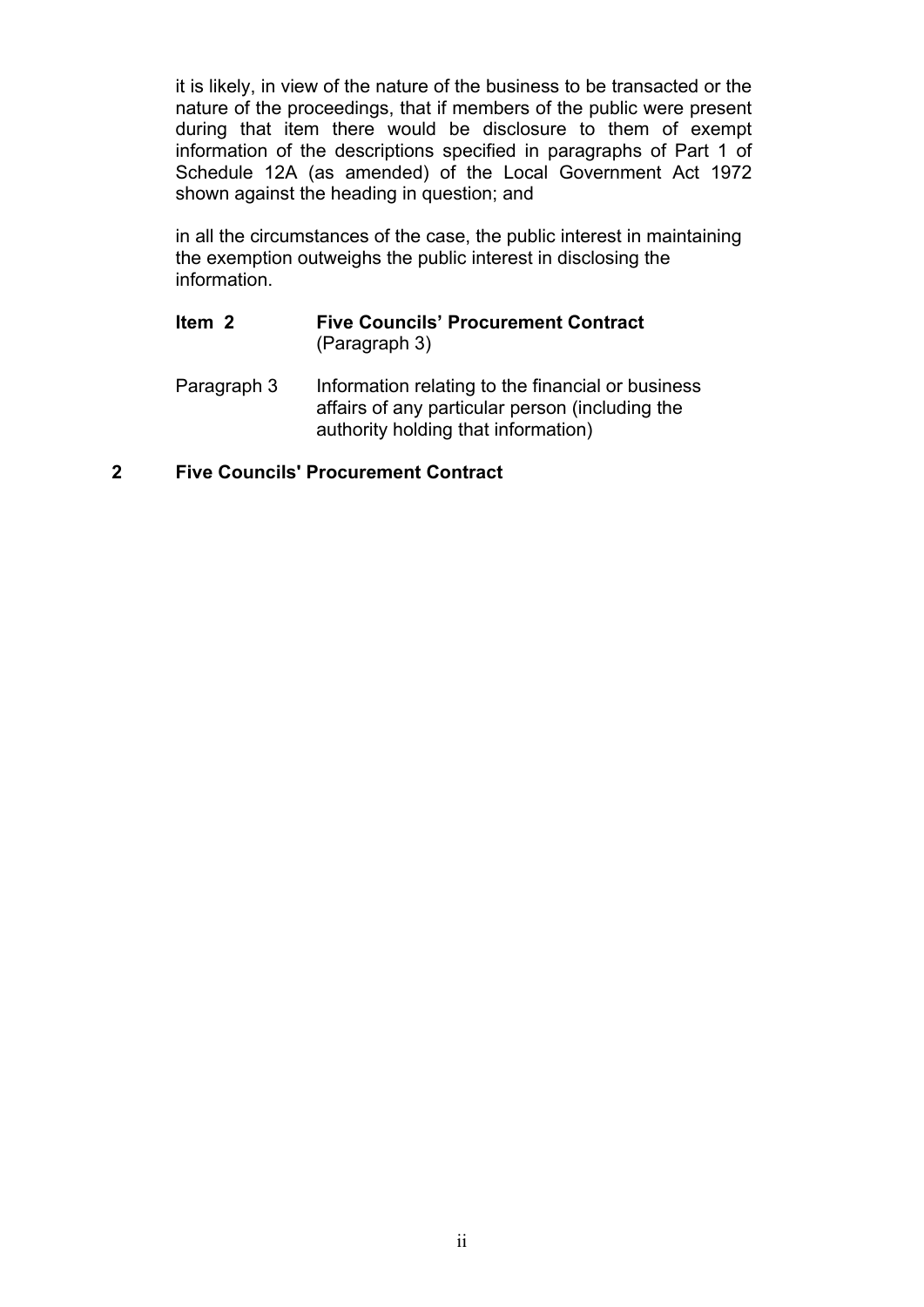it is likely, in view of the nature of the business to be transacted or the nature of the proceedings, that if members of the public were present during that item there would be disclosure to them of exempt information of the descriptions specified in paragraphs of Part 1 of Schedule 12A (as amended) of the Local Government Act 1972 shown against the heading in question; and

in all the circumstances of the case, the public interest in maintaining the exemption outweighs the public interest in disclosing the information.

**Item 2** **Five Councils' Procurement Contract**
(Paragraph 3)

Paragraph 3 Information relating to the financial or business affairs of any particular person (including the authority holding that information)

## 2 Five Councils' Procurement Contract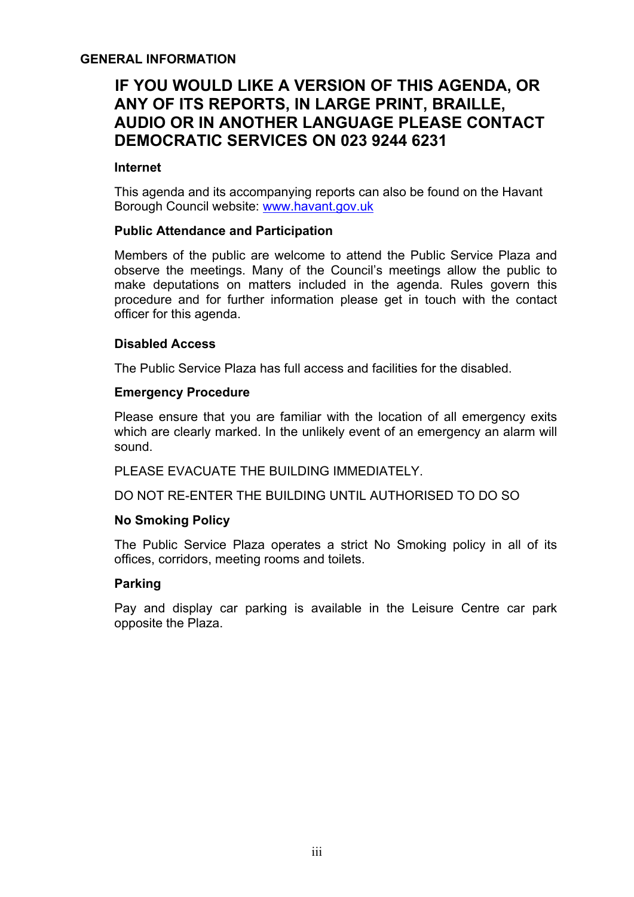## GENERAL INFORMATION

# IF YOU WOULD LIKE A VERSION OF THIS AGENDA, OR ANY OF ITS REPORTS, IN LARGE PRINT, BRAILLE, AUDIO OR IN ANOTHER LANGUAGE PLEASE CONTACT DEMOCRATIC SERVICES ON 023 9244 6231

### Internet

This agenda and its accompanying reports can also be found on the Havant Borough Council website: www.havant.gov.uk

### Public Attendance and Participation

Members of the public are welcome to attend the Public Service Plaza and observe the meetings. Many of the Council's meetings allow the public to make deputations on matters included in the agenda. Rules govern this procedure and for further information please get in touch with the contact officer for this agenda.

### Disabled Access

The Public Service Plaza has full access and facilities for the disabled.

### Emergency Procedure

Please ensure that you are familiar with the location of all emergency exits which are clearly marked. In the unlikely event of an emergency an alarm will sound.

PLEASE EVACUATE THE BUILDING IMMEDIATELY.

DO NOT RE-ENTER THE BUILDING UNTIL AUTHORISED TO DO SO

### No Smoking Policy

The Public Service Plaza operates a strict No Smoking policy in all of its offices, corridors, meeting rooms and toilets.

### Parking

Pay and display car parking is available in the Leisure Centre car park opposite the Plaza.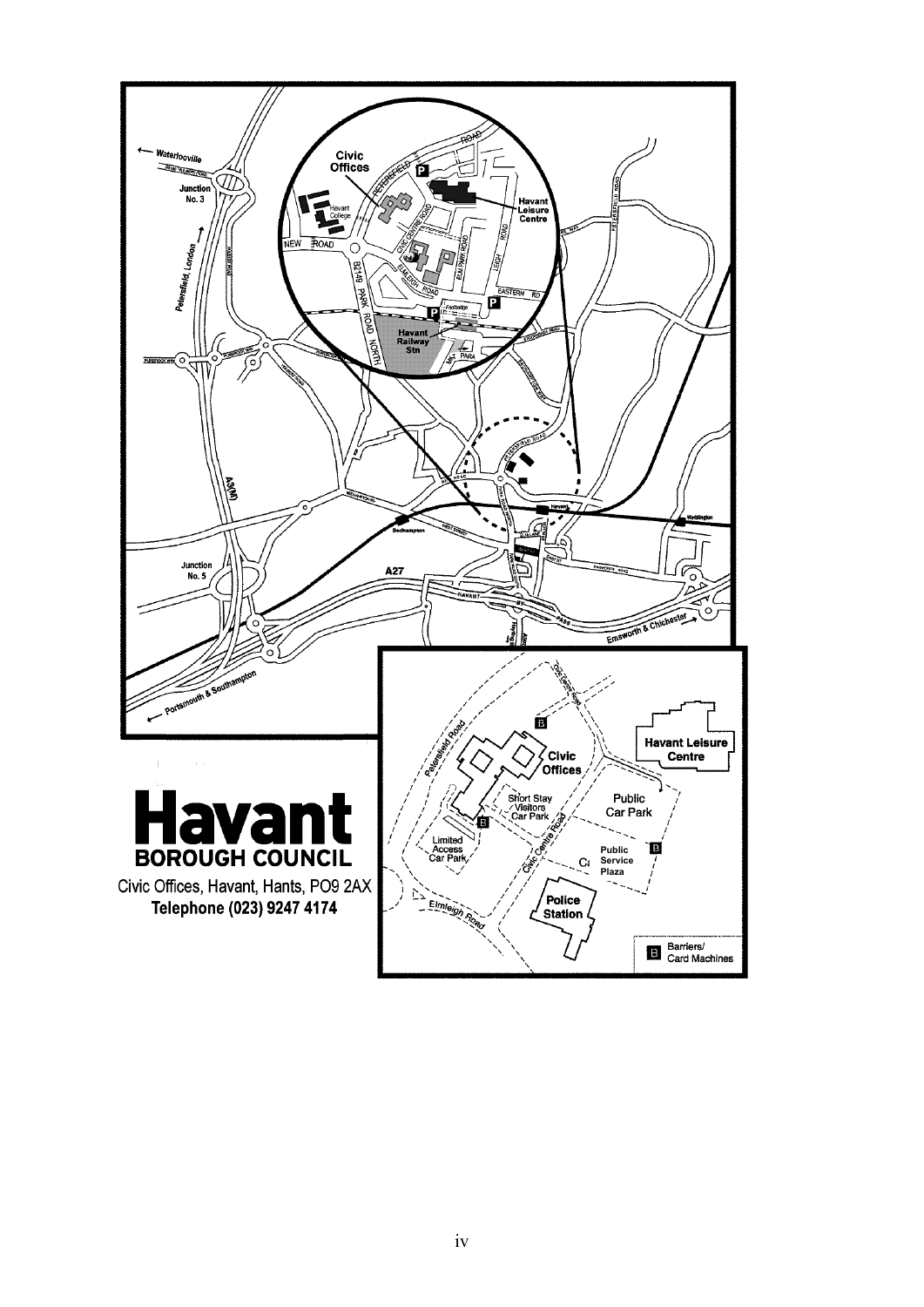**Havant**

**BOROUGH COUNCIL**

Civic Offices, Havant, Hants, PO9 2AX

**Telephone (023) 9247 4174**